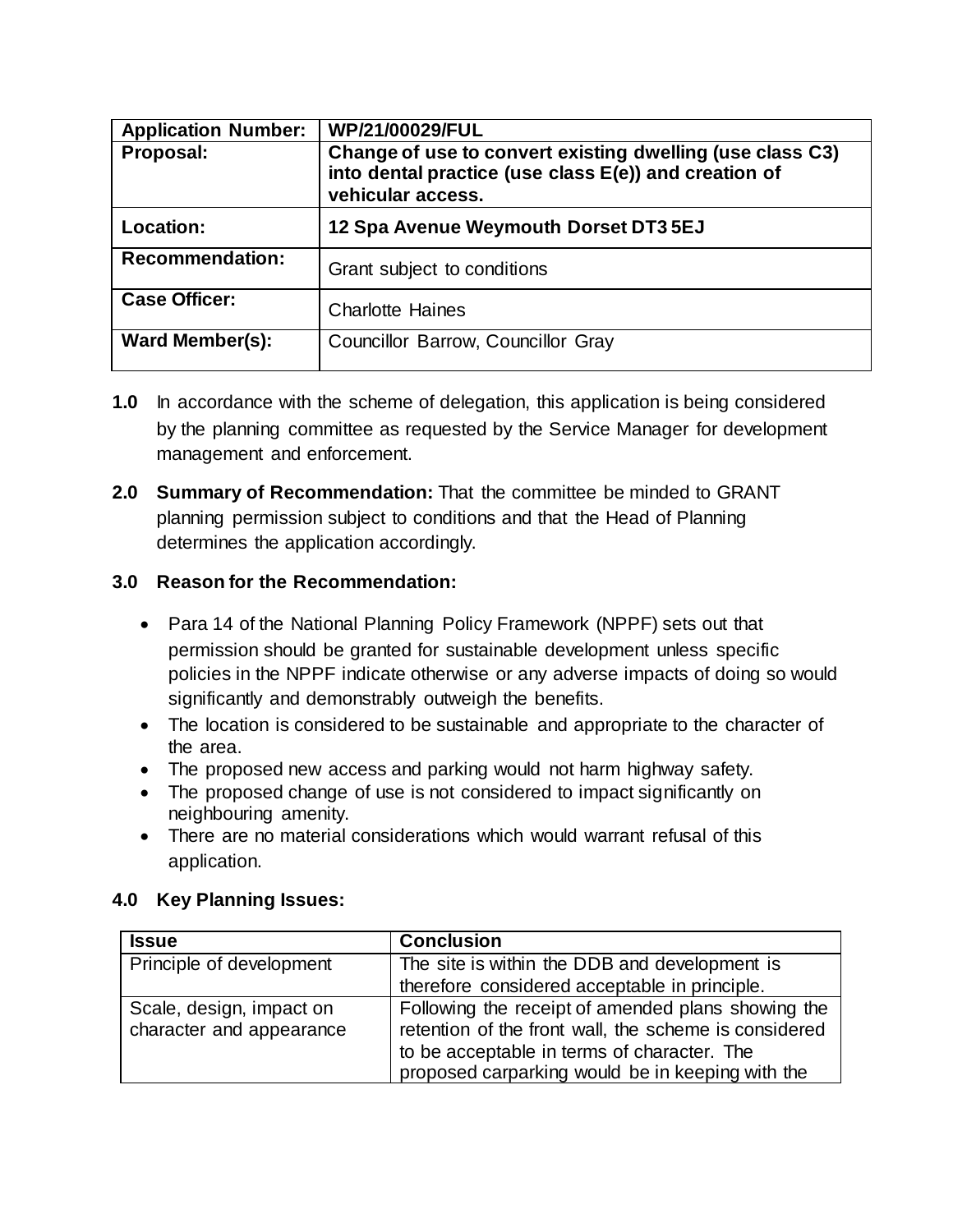| Application Number: | WP/21/00029/FUL |
| --- | --- |
| **Proposal:** | **Change of use to convert existing dwelling (use class C3) into dental practice (use class E(e)) and creation of vehicular access.** |
| **Location:** | **12 Spa Avenue Weymouth Dorset DT3 5EJ** |
| **Recommendation:** | Grant subject to conditions |
| **Case Officer:** | Charlotte Haines |
| **Ward Member(s):** | Councillor Barrow, Councillor Gray |

**1.0** In accordance with the scheme of delegation, this application is being considered by the planning committee as requested by the Service Manager for development management and enforcement.

**2.0 Summary of Recommendation:** That the committee be minded to GRANT planning permission subject to conditions and that the Head of Planning determines the application accordingly.

**3.0 Reason for the Recommendation:**

- Para 14 of the National Planning Policy Framework (NPPF) sets out that permission should be granted for sustainable development unless specific policies in the NPPF indicate otherwise or any adverse impacts of doing so would significantly and demonstrably outweigh the benefits.
- The location is considered to be sustainable and appropriate to the character of the area.
- The proposed new access and parking would not harm highway safety.
- The proposed change of use is not considered to impact significantly on neighbouring amenity.
- There are no material considerations which would warrant refusal of this application.

**4.0 Key Planning Issues:**

| Issue | Conclusion |
| --- | --- |
| Principle of development | The site is within the DDB and development is therefore considered acceptable in principle. |
| Scale, design, impact on character and appearance | Following the receipt of amended plans showing the retention of the front wall, the scheme is considered to be acceptable in terms of character. The proposed carparking would be in keeping with the |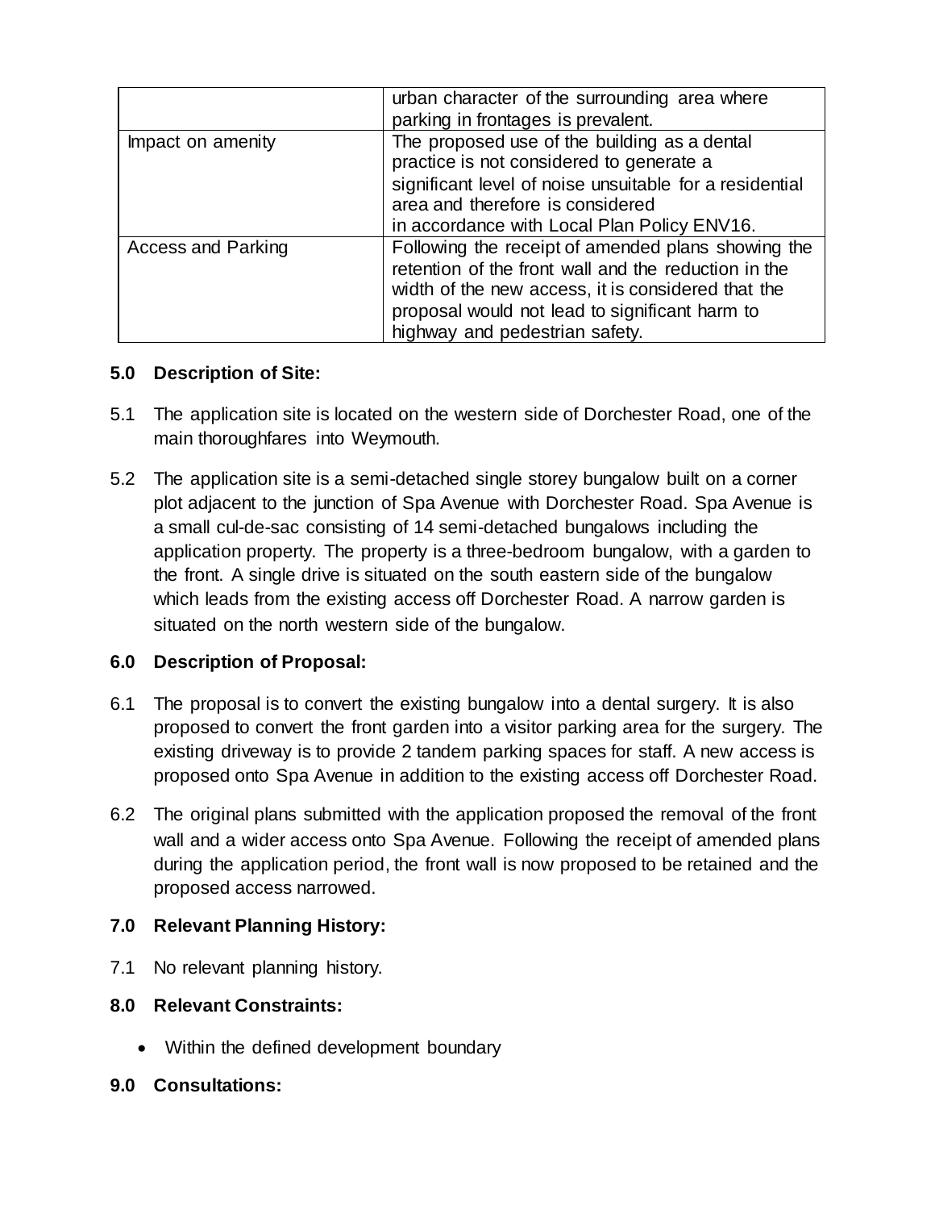| | |
|---|---|
| | urban character of the surrounding area where parking in frontages is prevalent. |
| Impact on amenity | The proposed use of the building as a dental practice is not considered to generate a significant level of noise unsuitable for a residential area and therefore is considered in accordance with Local Plan Policy ENV16. |
| Access and Parking | Following the receipt of amended plans showing the retention of the front wall and the reduction in the width of the new access, it is considered that the proposal would not lead to significant harm to highway and pedestrian safety. |

## 5.0 Description of Site:

5.1 The application site is located on the western side of Dorchester Road, one of the main thoroughfares into Weymouth.

5.2 The application site is a semi-detached single storey bungalow built on a corner plot adjacent to the junction of Spa Avenue with Dorchester Road. Spa Avenue is a small cul-de-sac consisting of 14 semi-detached bungalows including the application property. The property is a three-bedroom bungalow, with a garden to the front. A single drive is situated on the south eastern side of the bungalow which leads from the existing access off Dorchester Road. A narrow garden is situated on the north western side of the bungalow.

## 6.0 Description of Proposal:

6.1 The proposal is to convert the existing bungalow into a dental surgery. It is also proposed to convert the front garden into a visitor parking area for the surgery. The existing driveway is to provide 2 tandem parking spaces for staff. A new access is proposed onto Spa Avenue in addition to the existing access off Dorchester Road.

6.2 The original plans submitted with the application proposed the removal of the front wall and a wider access onto Spa Avenue. Following the receipt of amended plans during the application period, the front wall is now proposed to be retained and the proposed access narrowed.

## 7.0 Relevant Planning History:

7.1 No relevant planning history.

## 8.0 Relevant Constraints:

- Within the defined development boundary

## 9.0 Consultations: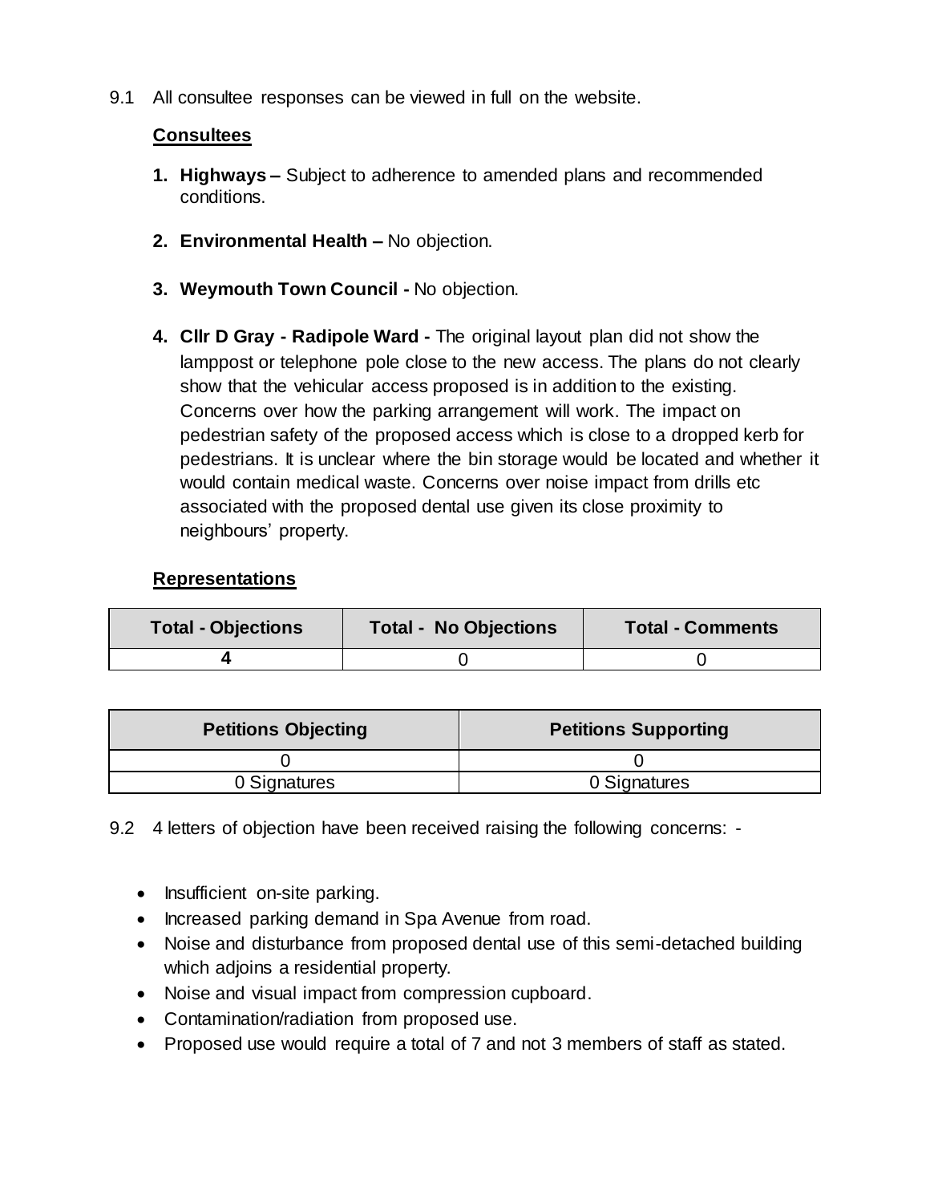9.1 All consultee responses can be viewed in full on the website.

**Consultees**

1. **Highways –** Subject to adherence to amended plans and recommended conditions.

2. **Environmental Health –** No objection.

3. **Weymouth Town Council -** No objection.

4. **Cllr D Gray - Radipole Ward -** The original layout plan did not show the lamppost or telephone pole close to the new access. The plans do not clearly show that the vehicular access proposed is in addition to the existing. Concerns over how the parking arrangement will work. The impact on pedestrian safety of the proposed access which is close to a dropped kerb for pedestrians. It is unclear where the bin storage would be located and whether it would contain medical waste. Concerns over noise impact from drills etc associated with the proposed dental use given its close proximity to neighbours' property.

**Representations**

| Total - Objections | Total - No Objections | Total - Comments |
|---|---|---|
| **4** | 0 | 0 |

| Petitions Objecting | Petitions Supporting |
|---|---|
| 0 | 0 |
| 0 Signatures | 0 Signatures |

9.2 4 letters of objection have been received raising the following concerns: -

- Insufficient on-site parking.
- Increased parking demand in Spa Avenue from road.
- Noise and disturbance from proposed dental use of this semi-detached building which adjoins a residential property.
- Noise and visual impact from compression cupboard.
- Contamination/radiation from proposed use.
- Proposed use would require a total of 7 and not 3 members of staff as stated.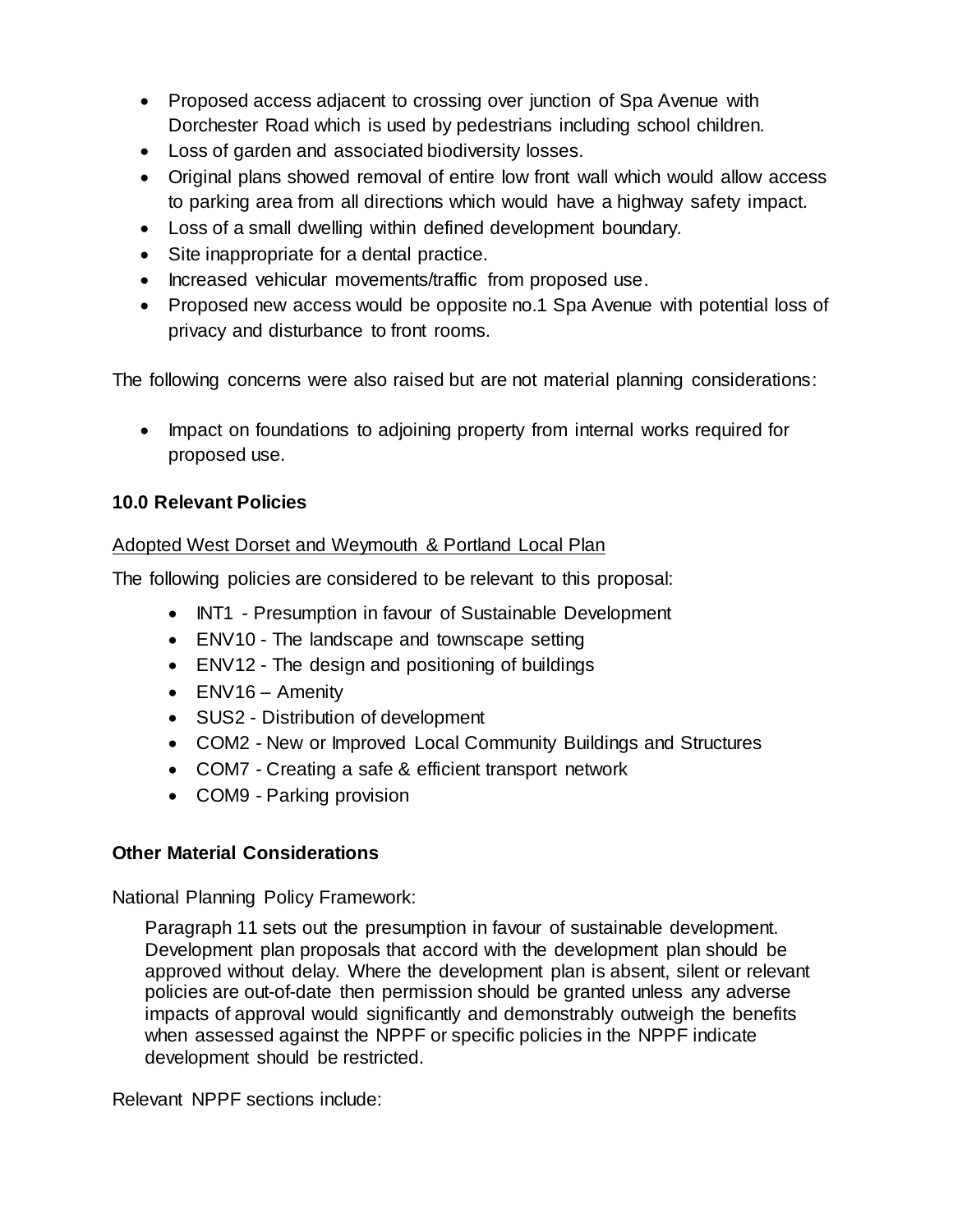- Proposed access adjacent to crossing over junction of Spa Avenue with Dorchester Road which is used by pedestrians including school children.
- Loss of garden and associated biodiversity losses.
- Original plans showed removal of entire low front wall which would allow access to parking area from all directions which would have a highway safety impact.
- Loss of a small dwelling within defined development boundary.
- Site inappropriate for a dental practice.
- Increased vehicular movements/traffic from proposed use.
- Proposed new access would be opposite no.1 Spa Avenue with potential loss of privacy and disturbance to front rooms.

The following concerns were also raised but are not material planning considerations:

- Impact on foundations to adjoining property from internal works required for proposed use.

**10.0 Relevant Policies**

Adopted West Dorset and Weymouth & Portland Local Plan

The following policies are considered to be relevant to this proposal:

- INT1 - Presumption in favour of Sustainable Development
- ENV10 - The landscape and townscape setting
- ENV12 - The design and positioning of buildings
- ENV16 – Amenity
- SUS2 - Distribution of development
- COM2 - New or Improved Local Community Buildings and Structures
- COM7 - Creating a safe & efficient transport network
- COM9 - Parking provision

**Other Material Considerations**

National Planning Policy Framework:

> Paragraph 11 sets out the presumption in favour of sustainable development. Development plan proposals that accord with the development plan should be approved without delay. Where the development plan is absent, silent or relevant policies are out-of-date then permission should be granted unless any adverse impacts of approval would significantly and demonstrably outweigh the benefits when assessed against the NPPF or specific policies in the NPPF indicate development should be restricted.

Relevant NPPF sections include: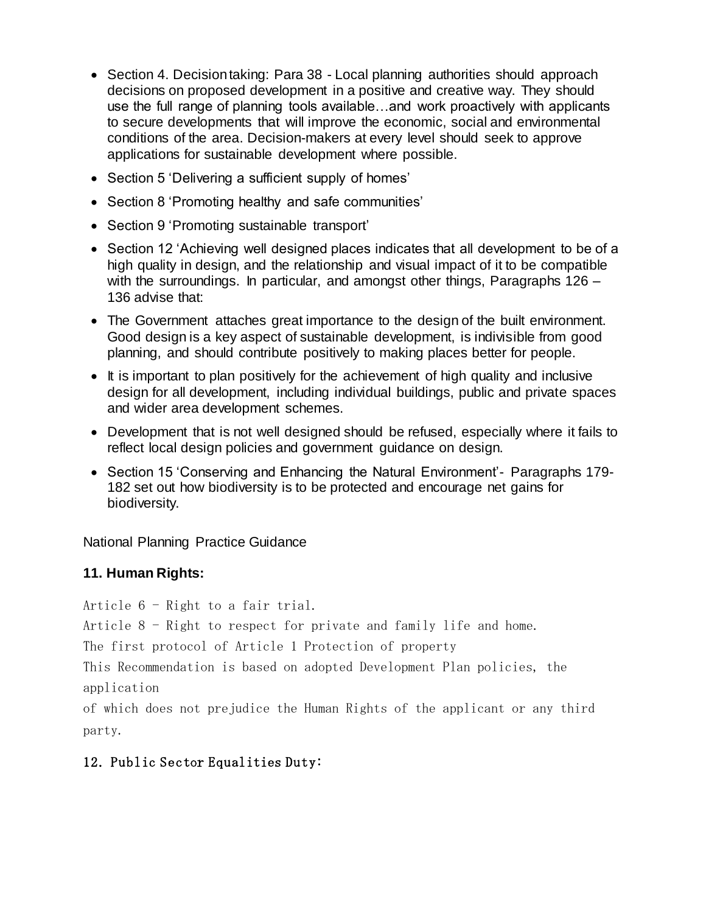- Section 4. Decision taking: Para 38 - Local planning authorities should approach decisions on proposed development in a positive and creative way. They should use the full range of planning tools available…and work proactively with applicants to secure developments that will improve the economic, social and environmental conditions of the area. Decision-makers at every level should seek to approve applications for sustainable development where possible.
- Section 5 'Delivering a sufficient supply of homes'
- Section 8 'Promoting healthy and safe communities'
- Section 9 'Promoting sustainable transport'
- Section 12 'Achieving well designed places indicates that all development to be of a high quality in design, and the relationship and visual impact of it to be compatible with the surroundings. In particular, and amongst other things, Paragraphs 126 – 136 advise that:
- The Government attaches great importance to the design of the built environment. Good design is a key aspect of sustainable development, is indivisible from good planning, and should contribute positively to making places better for people.
- It is important to plan positively for the achievement of high quality and inclusive design for all development, including individual buildings, public and private spaces and wider area development schemes.
- Development that is not well designed should be refused, especially where it fails to reflect local design policies and government guidance on design.
- Section 15 'Conserving and Enhancing the Natural Environment'- Paragraphs 179-182 set out how biodiversity is to be protected and encourage net gains for biodiversity.

National Planning Practice Guidance

**11. Human Rights:**

Article 6 - Right to a fair trial.

Article 8 - Right to respect for private and family life and home.

The first protocol of Article 1 Protection of property

This Recommendation is based on adopted Development Plan policies, the application of which does not prejudice the Human Rights of the applicant or any third party.

**12. Public Sector Equalities Duty:**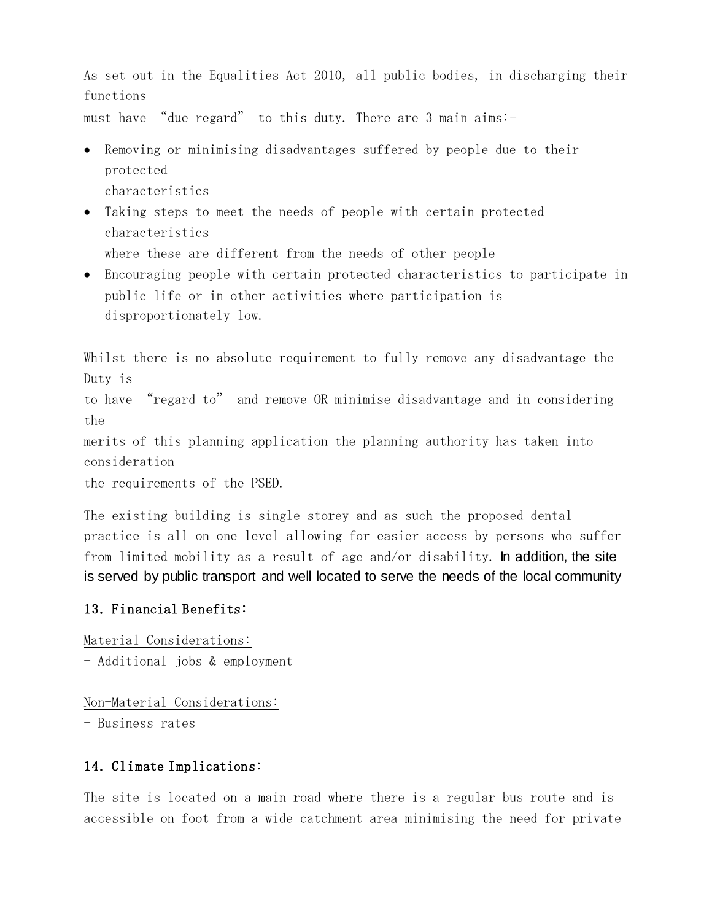As set out in the Equalities Act 2010, all public bodies, in discharging their functions must have "due regard" to this duty. There are 3 main aims:-

- Removing or minimising disadvantages suffered by people due to their protected characteristics
- Taking steps to meet the needs of people with certain protected characteristics where these are different from the needs of other people
- Encouraging people with certain protected characteristics to participate in public life or in other activities where participation is disproportionately low.

Whilst there is no absolute requirement to fully remove any disadvantage the Duty is to have "regard to" and remove OR minimise disadvantage and in considering the merits of this planning application the planning authority has taken into consideration the requirements of the PSED.

The existing building is single storey and as such the proposed dental practice is all on one level allowing for easier access by persons who suffer from limited mobility as a result of age and/or disability. In addition, the site is served by public transport and well located to serve the needs of the local community

## 13. Financial Benefits:

Material Considerations:
- Additional jobs & employment

Non-Material Considerations:
- Business rates

## 14. Climate Implications:

The site is located on a main road where there is a regular bus route and is accessible on foot from a wide catchment area minimising the need for private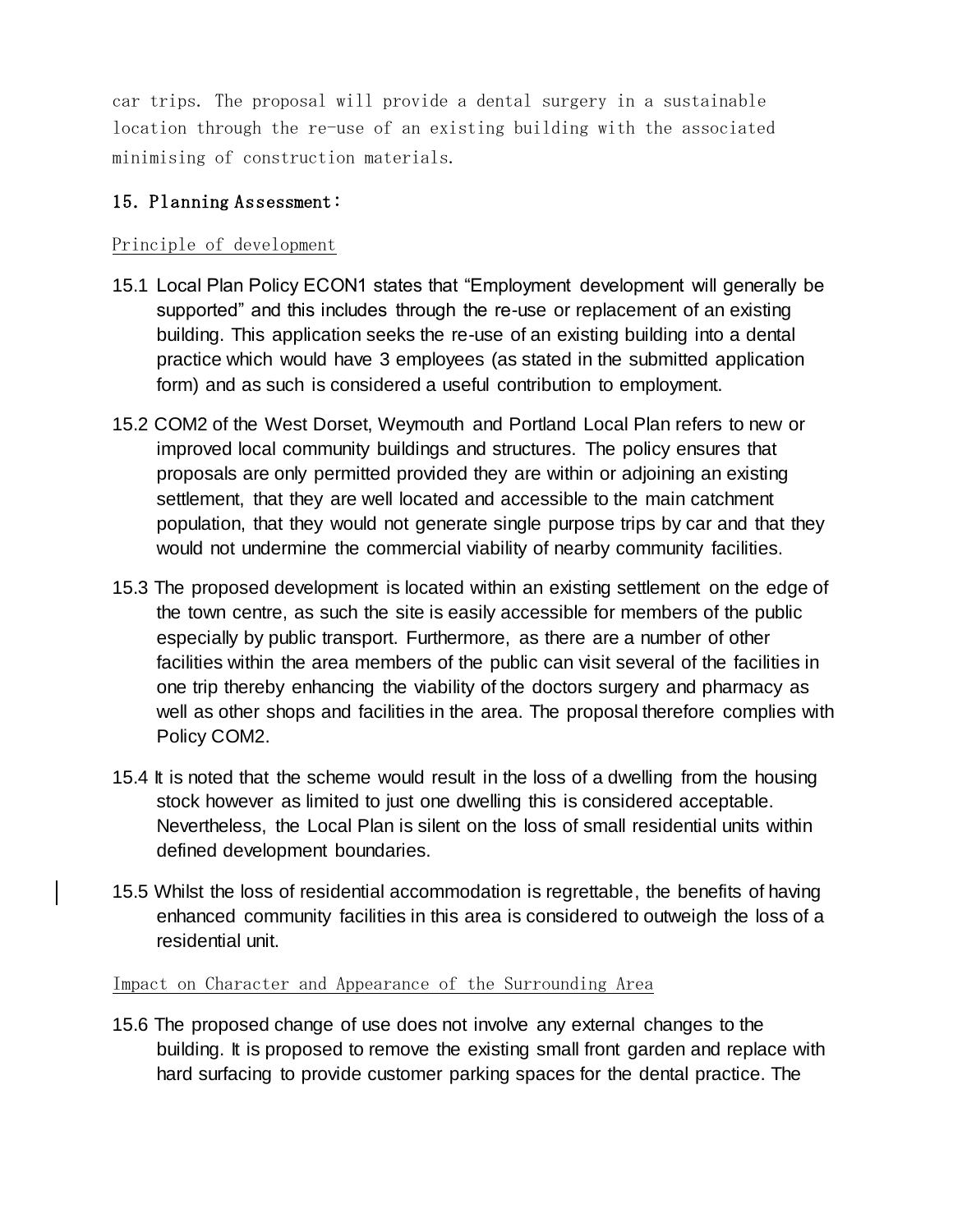car trips. The proposal will provide a dental surgery in a sustainable location through the re-use of an existing building with the associated minimising of construction materials.

**15. Planning Assessment:**

Principle of development

15.1 Local Plan Policy ECON1 states that "Employment development will generally be supported" and this includes through the re-use or replacement of an existing building. This application seeks the re-use of an existing building into a dental practice which would have 3 employees (as stated in the submitted application form) and as such is considered a useful contribution to employment.

15.2 COM2 of the West Dorset, Weymouth and Portland Local Plan refers to new or improved local community buildings and structures. The policy ensures that proposals are only permitted provided they are within or adjoining an existing settlement, that they are well located and accessible to the main catchment population, that they would not generate single purpose trips by car and that they would not undermine the commercial viability of nearby community facilities.

15.3 The proposed development is located within an existing settlement on the edge of the town centre, as such the site is easily accessible for members of the public especially by public transport. Furthermore, as there are a number of other facilities within the area members of the public can visit several of the facilities in one trip thereby enhancing the viability of the doctors surgery and pharmacy as well as other shops and facilities in the area. The proposal therefore complies with Policy COM2.

15.4 It is noted that the scheme would result in the loss of a dwelling from the housing stock however as limited to just one dwelling this is considered acceptable. Nevertheless, the Local Plan is silent on the loss of small residential units within defined development boundaries.

15.5 Whilst the loss of residential accommodation is regrettable, the benefits of having enhanced community facilities in this area is considered to outweigh the loss of a residential unit.

Impact on Character and Appearance of the Surrounding Area

15.6 The proposed change of use does not involve any external changes to the building. It is proposed to remove the existing small front garden and replace with hard surfacing to provide customer parking spaces for the dental practice. The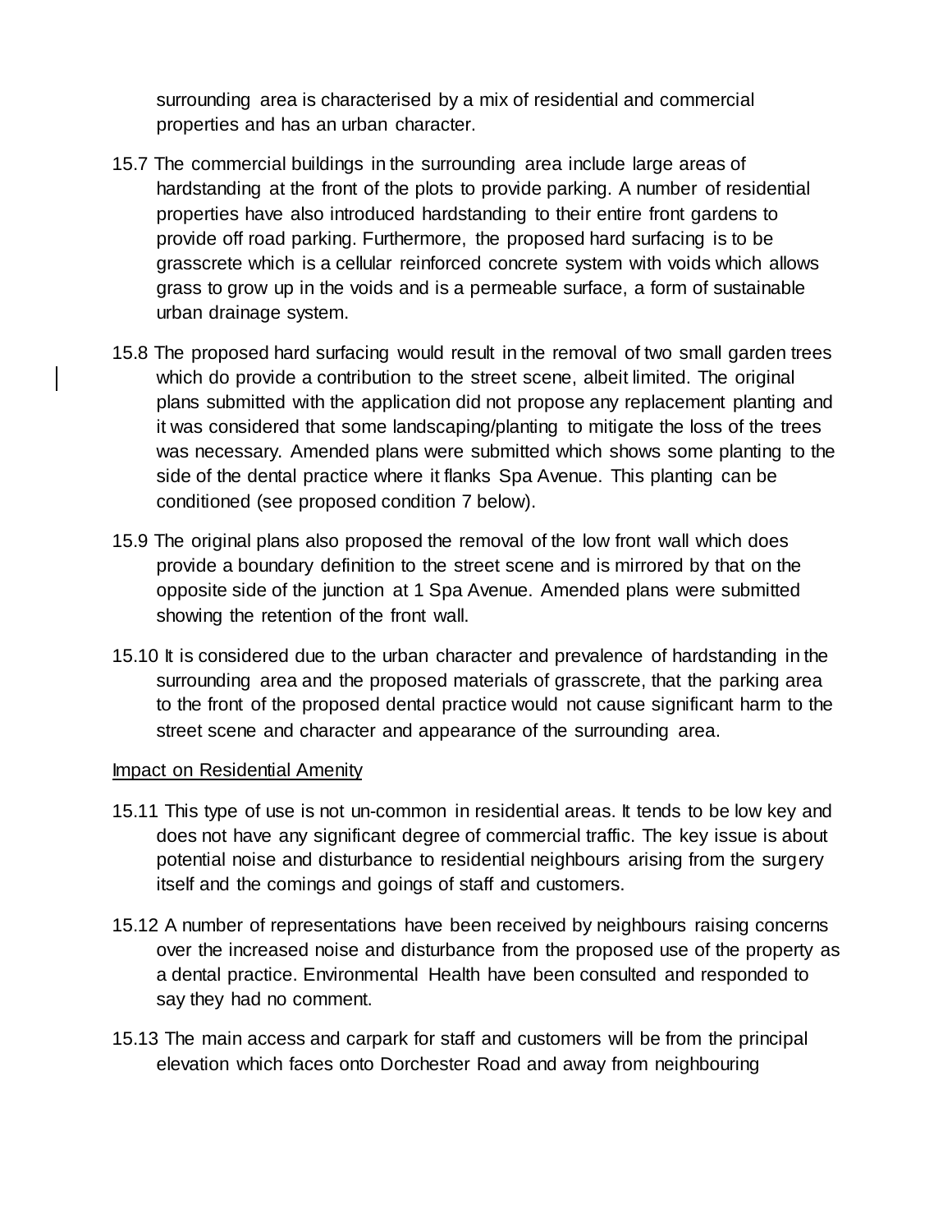surrounding area is characterised by a mix of residential and commercial properties and has an urban character.

15.7 The commercial buildings in the surrounding area include large areas of hardstanding at the front of the plots to provide parking. A number of residential properties have also introduced hardstanding to their entire front gardens to provide off road parking. Furthermore, the proposed hard surfacing is to be grasscrete which is a cellular reinforced concrete system with voids which allows grass to grow up in the voids and is a permeable surface, a form of sustainable urban drainage system.

15.8 The proposed hard surfacing would result in the removal of two small garden trees which do provide a contribution to the street scene, albeit limited. The original plans submitted with the application did not propose any replacement planting and it was considered that some landscaping/planting to mitigate the loss of the trees was necessary. Amended plans were submitted which shows some planting to the side of the dental practice where it flanks Spa Avenue. This planting can be conditioned (see proposed condition 7 below).

15.9 The original plans also proposed the removal of the low front wall which does provide a boundary definition to the street scene and is mirrored by that on the opposite side of the junction at 1 Spa Avenue. Amended plans were submitted showing the retention of the front wall.

15.10 It is considered due to the urban character and prevalence of hardstanding in the surrounding area and the proposed materials of grasscrete, that the parking area to the front of the proposed dental practice would not cause significant harm to the street scene and character and appearance of the surrounding area.

Impact on Residential Amenity

15.11 This type of use is not un-common in residential areas. It tends to be low key and does not have any significant degree of commercial traffic. The key issue is about potential noise and disturbance to residential neighbours arising from the surgery itself and the comings and goings of staff and customers.

15.12 A number of representations have been received by neighbours raising concerns over the increased noise and disturbance from the proposed use of the property as a dental practice. Environmental Health have been consulted and responded to say they had no comment.

15.13 The main access and carpark for staff and customers will be from the principal elevation which faces onto Dorchester Road and away from neighbouring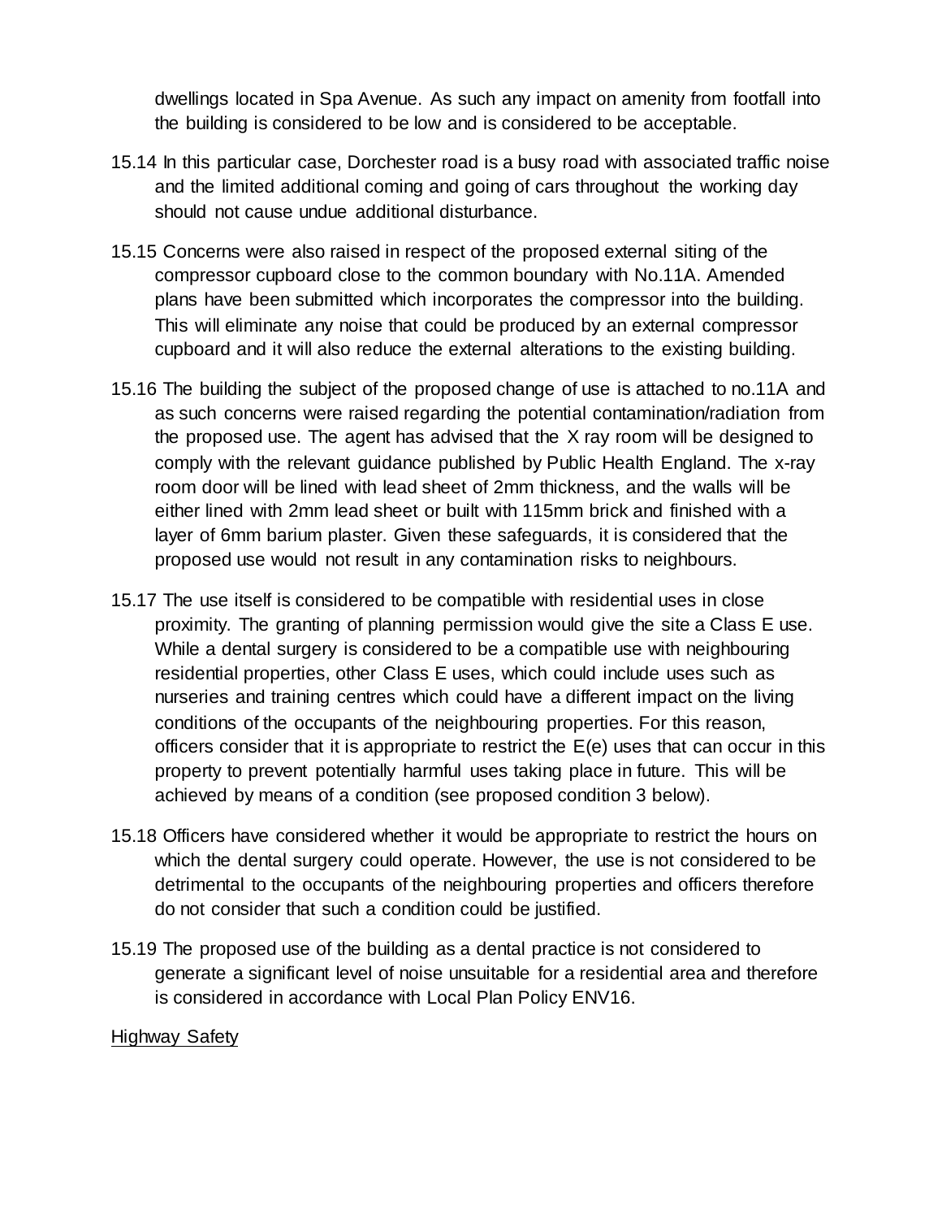dwellings located in Spa Avenue. As such any impact on amenity from footfall into the building is considered to be low and is considered to be acceptable.

15.14 In this particular case, Dorchester road is a busy road with associated traffic noise and the limited additional coming and going of cars throughout the working day should not cause undue additional disturbance.

15.15 Concerns were also raised in respect of the proposed external siting of the compressor cupboard close to the common boundary with No.11A. Amended plans have been submitted which incorporates the compressor into the building. This will eliminate any noise that could be produced by an external compressor cupboard and it will also reduce the external alterations to the existing building.

15.16 The building the subject of the proposed change of use is attached to no.11A and as such concerns were raised regarding the potential contamination/radiation from the proposed use. The agent has advised that the X ray room will be designed to comply with the relevant guidance published by Public Health England. The x-ray room door will be lined with lead sheet of 2mm thickness, and the walls will be either lined with 2mm lead sheet or built with 115mm brick and finished with a layer of 6mm barium plaster. Given these safeguards, it is considered that the proposed use would not result in any contamination risks to neighbours.

15.17 The use itself is considered to be compatible with residential uses in close proximity. The granting of planning permission would give the site a Class E use. While a dental surgery is considered to be a compatible use with neighbouring residential properties, other Class E uses, which could include uses such as nurseries and training centres which could have a different impact on the living conditions of the occupants of the neighbouring properties. For this reason, officers consider that it is appropriate to restrict the E(e) uses that can occur in this property to prevent potentially harmful uses taking place in future. This will be achieved by means of a condition (see proposed condition 3 below).

15.18 Officers have considered whether it would be appropriate to restrict the hours on which the dental surgery could operate. However, the use is not considered to be detrimental to the occupants of the neighbouring properties and officers therefore do not consider that such a condition could be justified.

15.19 The proposed use of the building as a dental practice is not considered to generate a significant level of noise unsuitable for a residential area and therefore is considered in accordance with Local Plan Policy ENV16.

Highway Safety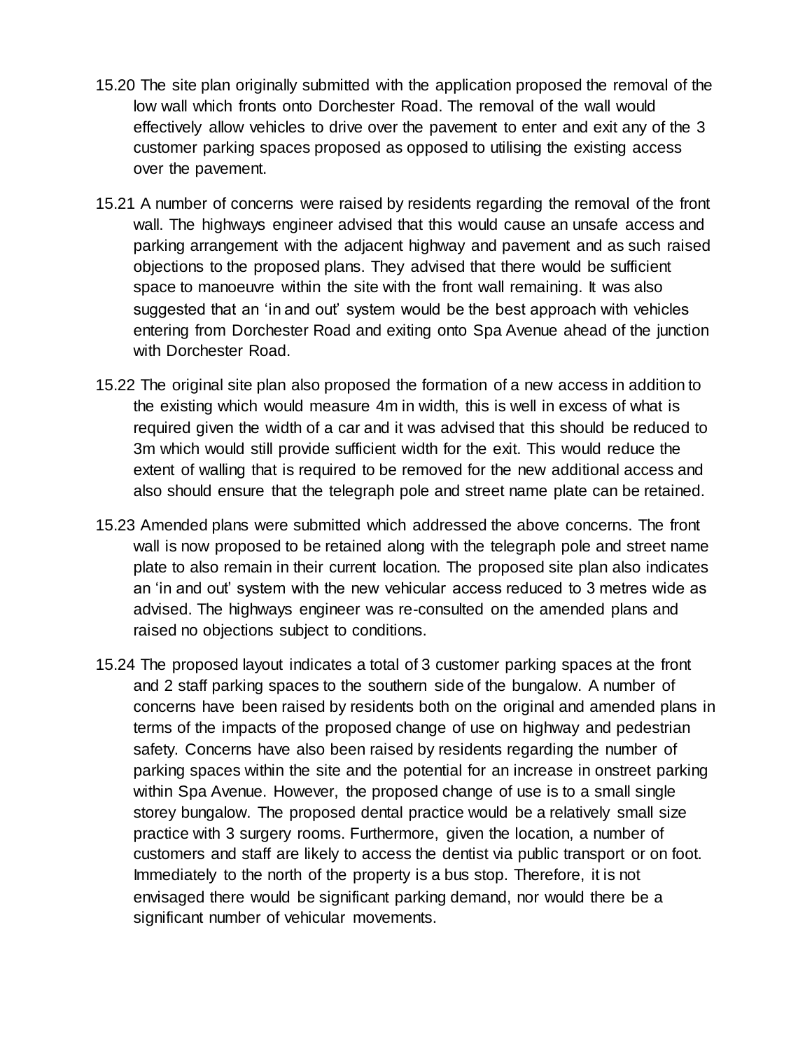15.20 The site plan originally submitted with the application proposed the removal of the low wall which fronts onto Dorchester Road. The removal of the wall would effectively allow vehicles to drive over the pavement to enter and exit any of the 3 customer parking spaces proposed as opposed to utilising the existing access over the pavement.

15.21 A number of concerns were raised by residents regarding the removal of the front wall. The highways engineer advised that this would cause an unsafe access and parking arrangement with the adjacent highway and pavement and as such raised objections to the proposed plans. They advised that there would be sufficient space to manoeuvre within the site with the front wall remaining. It was also suggested that an 'in and out' system would be the best approach with vehicles entering from Dorchester Road and exiting onto Spa Avenue ahead of the junction with Dorchester Road.

15.22 The original site plan also proposed the formation of a new access in addition to the existing which would measure 4m in width, this is well in excess of what is required given the width of a car and it was advised that this should be reduced to 3m which would still provide sufficient width for the exit. This would reduce the extent of walling that is required to be removed for the new additional access and also should ensure that the telegraph pole and street name plate can be retained.

15.23 Amended plans were submitted which addressed the above concerns. The front wall is now proposed to be retained along with the telegraph pole and street name plate to also remain in their current location. The proposed site plan also indicates an 'in and out' system with the new vehicular access reduced to 3 metres wide as advised. The highways engineer was re-consulted on the amended plans and raised no objections subject to conditions.

15.24 The proposed layout indicates a total of 3 customer parking spaces at the front and 2 staff parking spaces to the southern side of the bungalow. A number of concerns have been raised by residents both on the original and amended plans in terms of the impacts of the proposed change of use on highway and pedestrian safety. Concerns have also been raised by residents regarding the number of parking spaces within the site and the potential for an increase in onstreet parking within Spa Avenue. However, the proposed change of use is to a small single storey bungalow. The proposed dental practice would be a relatively small size practice with 3 surgery rooms. Furthermore, given the location, a number of customers and staff are likely to access the dentist via public transport or on foot. Immediately to the north of the property is a bus stop. Therefore, it is not envisaged there would be significant parking demand, nor would there be a significant number of vehicular movements.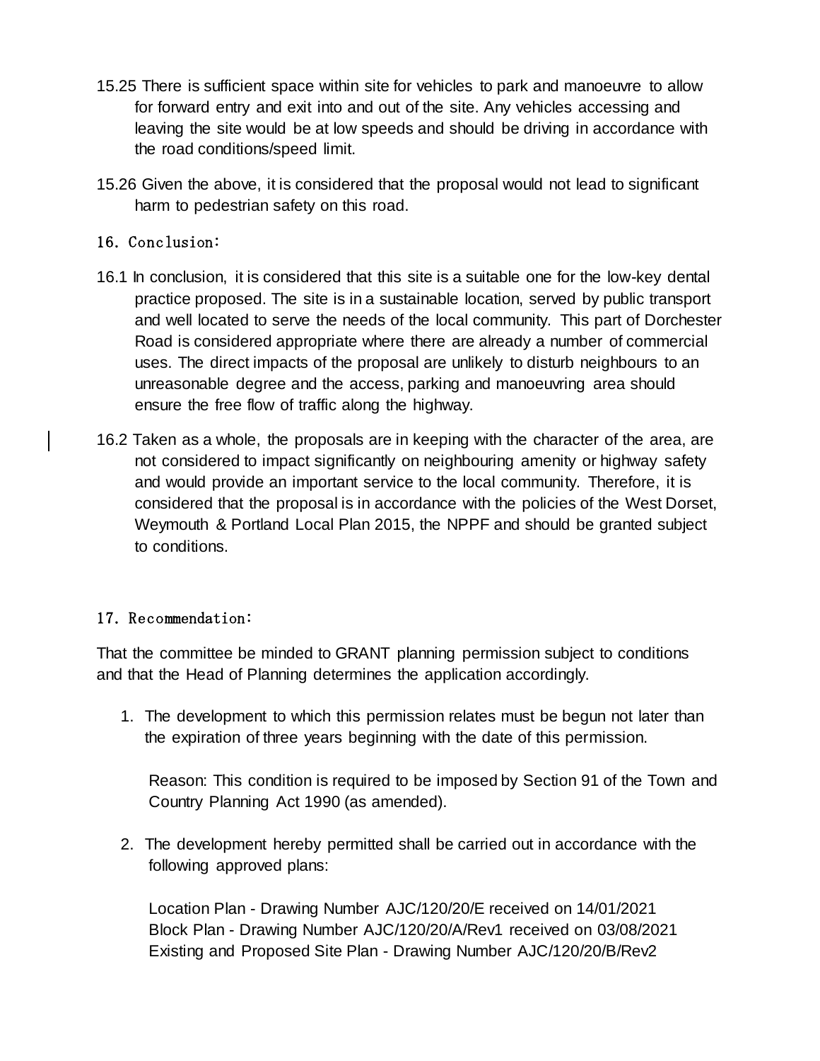15.25 There is sufficient space within site for vehicles to park and manoeuvre to allow for forward entry and exit into and out of the site. Any vehicles accessing and leaving the site would be at low speeds and should be driving in accordance with the road conditions/speed limit.

15.26 Given the above, it is considered that the proposal would not lead to significant harm to pedestrian safety on this road.

## 16. Conclusion:

16.1 In conclusion, it is considered that this site is a suitable one for the low-key dental practice proposed. The site is in a sustainable location, served by public transport and well located to serve the needs of the local community. This part of Dorchester Road is considered appropriate where there are already a number of commercial uses. The direct impacts of the proposal are unlikely to disturb neighbours to an unreasonable degree and the access, parking and manoeuvring area should ensure the free flow of traffic along the highway.

16.2 Taken as a whole, the proposals are in keeping with the character of the area, are not considered to impact significantly on neighbouring amenity or highway safety and would provide an important service to the local community. Therefore, it is considered that the proposal is in accordance with the policies of the West Dorset, Weymouth & Portland Local Plan 2015, the NPPF and should be granted subject to conditions.

## 17. Recommendation:

That the committee be minded to GRANT planning permission subject to conditions and that the Head of Planning determines the application accordingly.

1. The development to which this permission relates must be begun not later than the expiration of three years beginning with the date of this permission.

   Reason: This condition is required to be imposed by Section 91 of the Town and Country Planning Act 1990 (as amended).

2. The development hereby permitted shall be carried out in accordance with the following approved plans:

   Location Plan - Drawing Number AJC/120/20/E received on 14/01/2021
   Block Plan - Drawing Number AJC/120/20/A/Rev1 received on 03/08/2021
   Existing and Proposed Site Plan - Drawing Number AJC/120/20/B/Rev2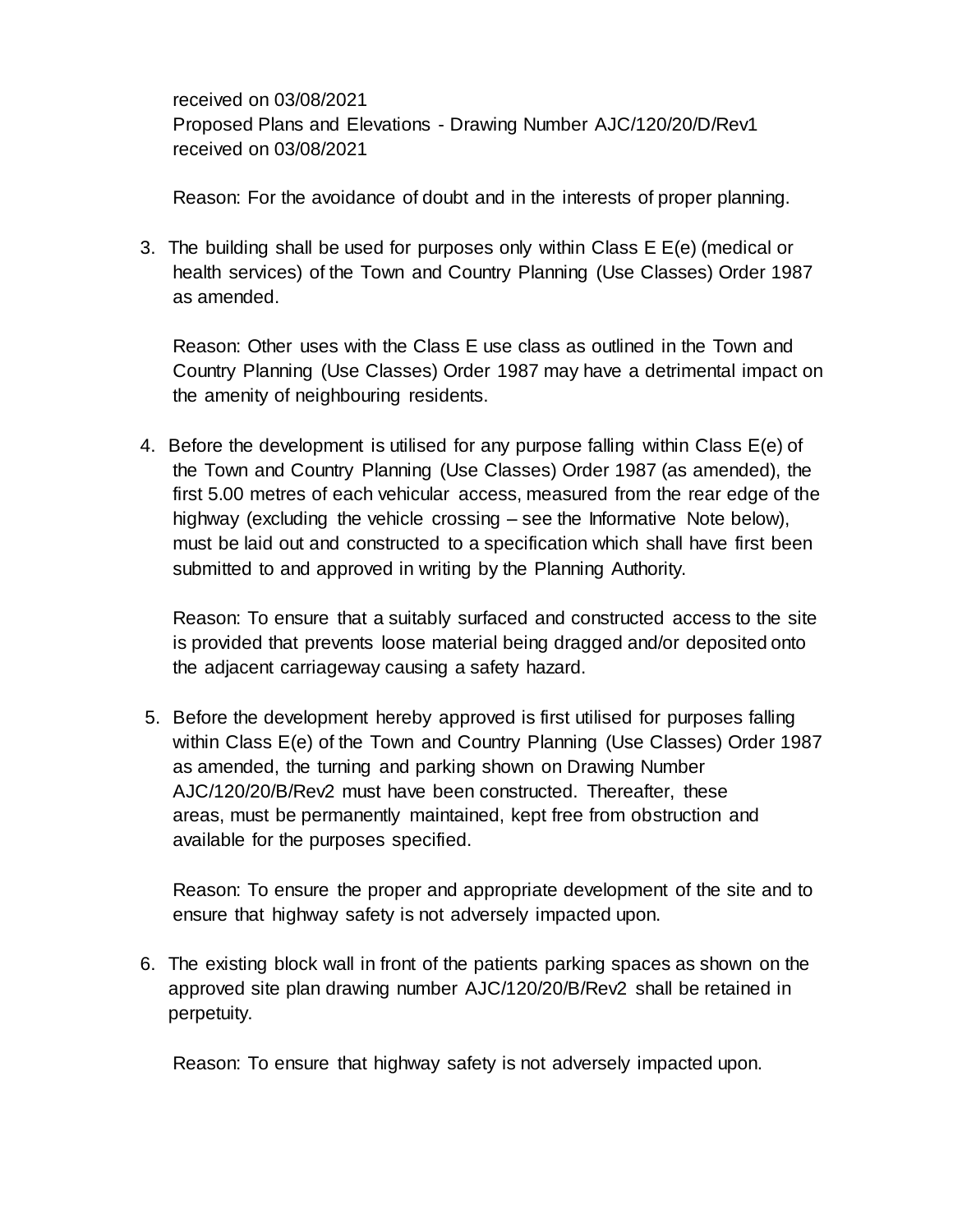received on 03/08/2021
Proposed Plans and Elevations - Drawing Number AJC/120/20/D/Rev1 received on 03/08/2021

Reason: For the avoidance of doubt and in the interests of proper planning.

3. The building shall be used for purposes only within Class E E(e) (medical or health services) of the Town and Country Planning (Use Classes) Order 1987 as amended.

   Reason: Other uses with the Class E use class as outlined in the Town and Country Planning (Use Classes) Order 1987 may have a detrimental impact on the amenity of neighbouring residents.

4. Before the development is utilised for any purpose falling within Class E(e) of the Town and Country Planning (Use Classes) Order 1987 (as amended), the first 5.00 metres of each vehicular access, measured from the rear edge of the highway (excluding the vehicle crossing – see the Informative Note below), must be laid out and constructed to a specification which shall have first been submitted to and approved in writing by the Planning Authority.

   Reason: To ensure that a suitably surfaced and constructed access to the site is provided that prevents loose material being dragged and/or deposited onto the adjacent carriageway causing a safety hazard.

5. Before the development hereby approved is first utilised for purposes falling within Class E(e) of the Town and Country Planning (Use Classes) Order 1987 as amended, the turning and parking shown on Drawing Number AJC/120/20/B/Rev2 must have been constructed. Thereafter, these areas, must be permanently maintained, kept free from obstruction and available for the purposes specified.

   Reason: To ensure the proper and appropriate development of the site and to ensure that highway safety is not adversely impacted upon.

6. The existing block wall in front of the patients parking spaces as shown on the approved site plan drawing number AJC/120/20/B/Rev2 shall be retained in perpetuity.

   Reason: To ensure that highway safety is not adversely impacted upon.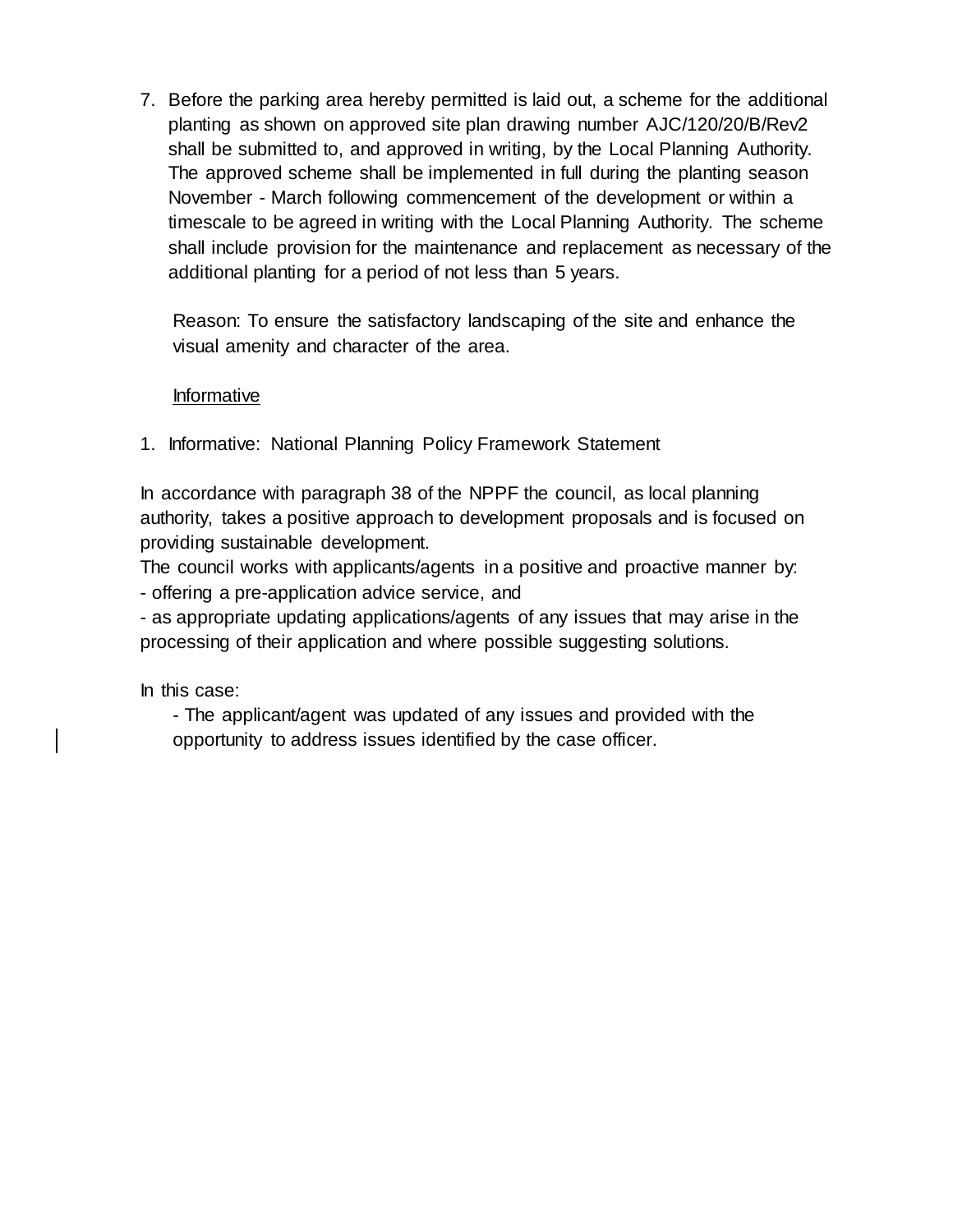7. Before the parking area hereby permitted is laid out, a scheme for the additional planting as shown on approved site plan drawing number AJC/120/20/B/Rev2 shall be submitted to, and approved in writing, by the Local Planning Authority. The approved scheme shall be implemented in full during the planting season November - March following commencement of the development or within a timescale to be agreed in writing with the Local Planning Authority. The scheme shall include provision for the maintenance and replacement as necessary of the additional planting for a period of not less than 5 years.

   Reason: To ensure the satisfactory landscaping of the site and enhance the visual amenity and character of the area.

   Informative

1. Informative: National Planning Policy Framework Statement

In accordance with paragraph 38 of the NPPF the council, as local planning authority, takes a positive approach to development proposals and is focused on providing sustainable development.
The council works with applicants/agents in a positive and proactive manner by:
- offering a pre-application advice service, and
- as appropriate updating applications/agents of any issues that may arise in the processing of their application and where possible suggesting solutions.

In this case:
- The applicant/agent was updated of any issues and provided with the opportunity to address issues identified by the case officer.